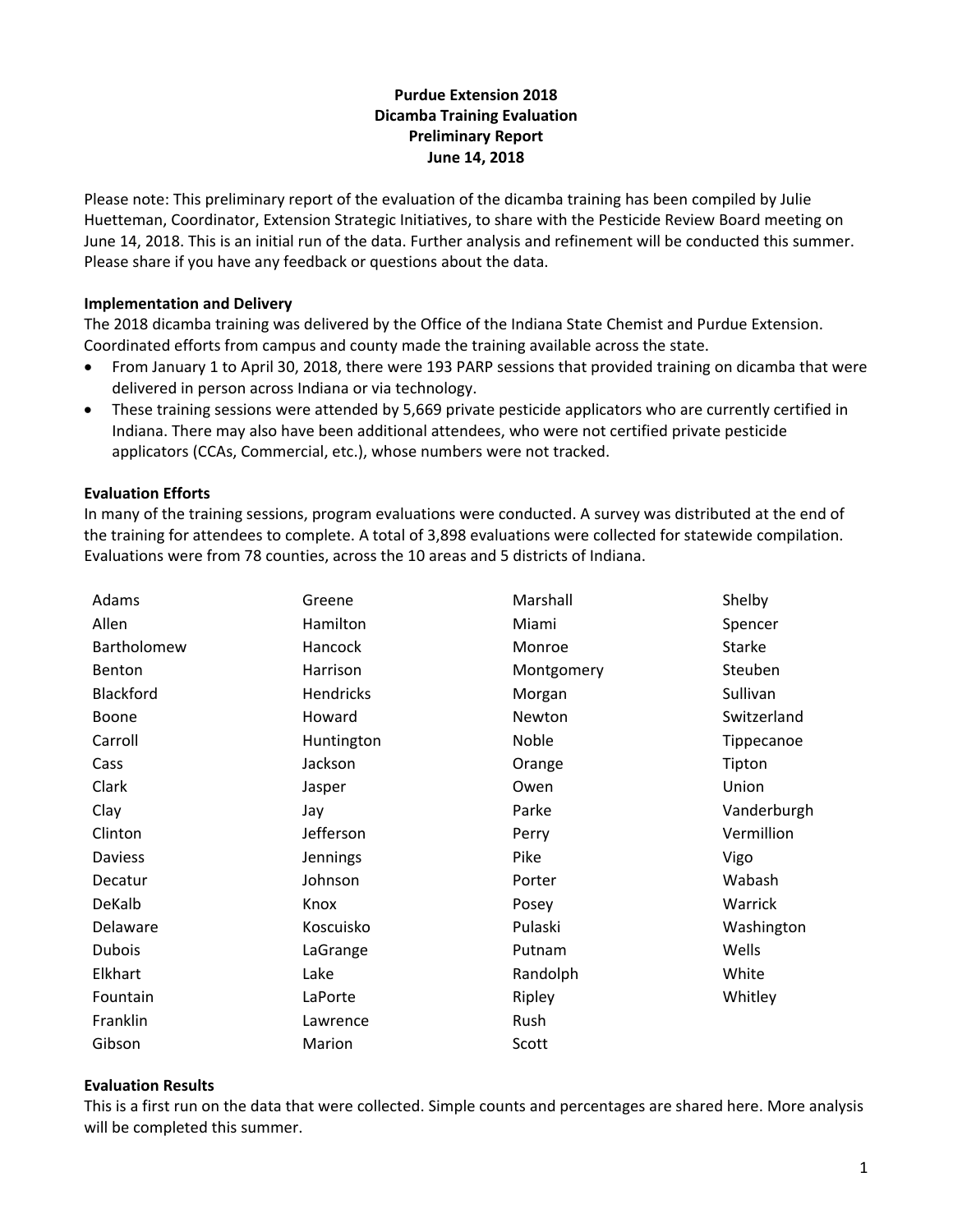**Purdue Extension 2018**
**Dicamba Training Evaluation**
**Preliminary Report**
**June 14, 2018**

Please note: This preliminary report of the evaluation of the dicamba training has been compiled by Julie Huetteman, Coordinator, Extension Strategic Initiatives, to share with the Pesticide Review Board meeting on June 14, 2018. This is an initial run of the data. Further analysis and refinement will be conducted this summer. Please share if you have any feedback or questions about the data.

**Implementation and Delivery**

The 2018 dicamba training was delivered by the Office of the Indiana State Chemist and Purdue Extension. Coordinated efforts from campus and county made the training available across the state.

- From January 1 to April 30, 2018, there were 193 PARP sessions that provided training on dicamba that were delivered in person across Indiana or via technology.
- These training sessions were attended by 5,669 private pesticide applicators who are currently certified in Indiana. There may also have been additional attendees, who were not certified private pesticide applicators (CCAs, Commercial, etc.), whose numbers were not tracked.

**Evaluation Efforts**

In many of the training sessions, program evaluations were conducted. A survey was distributed at the end of the training for attendees to complete. A total of 3,898 evaluations were collected for statewide compilation. Evaluations were from 78 counties, across the 10 areas and 5 districts of Indiana.

| | | | |
|---|---|---|---|
| Adams | Greene | Marshall | Shelby |
| Allen | Hamilton | Miami | Spencer |
| Bartholomew | Hancock | Monroe | Starke |
| Benton | Harrison | Montgomery | Steuben |
| Blackford | Hendricks | Morgan | Sullivan |
| Boone | Howard | Newton | Switzerland |
| Carroll | Huntington | Noble | Tippecanoe |
| Cass | Jackson | Orange | Tipton |
| Clark | Jasper | Owen | Union |
| Clay | Jay | Parke | Vanderburgh |
| Clinton | Jefferson | Perry | Vermillion |
| Daviess | Jennings | Pike | Vigo |
| Decatur | Johnson | Porter | Wabash |
| DeKalb | Knox | Posey | Warrick |
| Delaware | Koscuisko | Pulaski | Washington |
| Dubois | LaGrange | Putnam | Wells |
| Elkhart | Lake | Randolph | White |
| Fountain | LaPorte | Ripley | Whitley |
| Franklin | Lawrence | Rush | |
| Gibson | Marion | Scott | |

**Evaluation Results**

This is a first run on the data that were collected. Simple counts and percentages are shared here. More analysis will be completed this summer.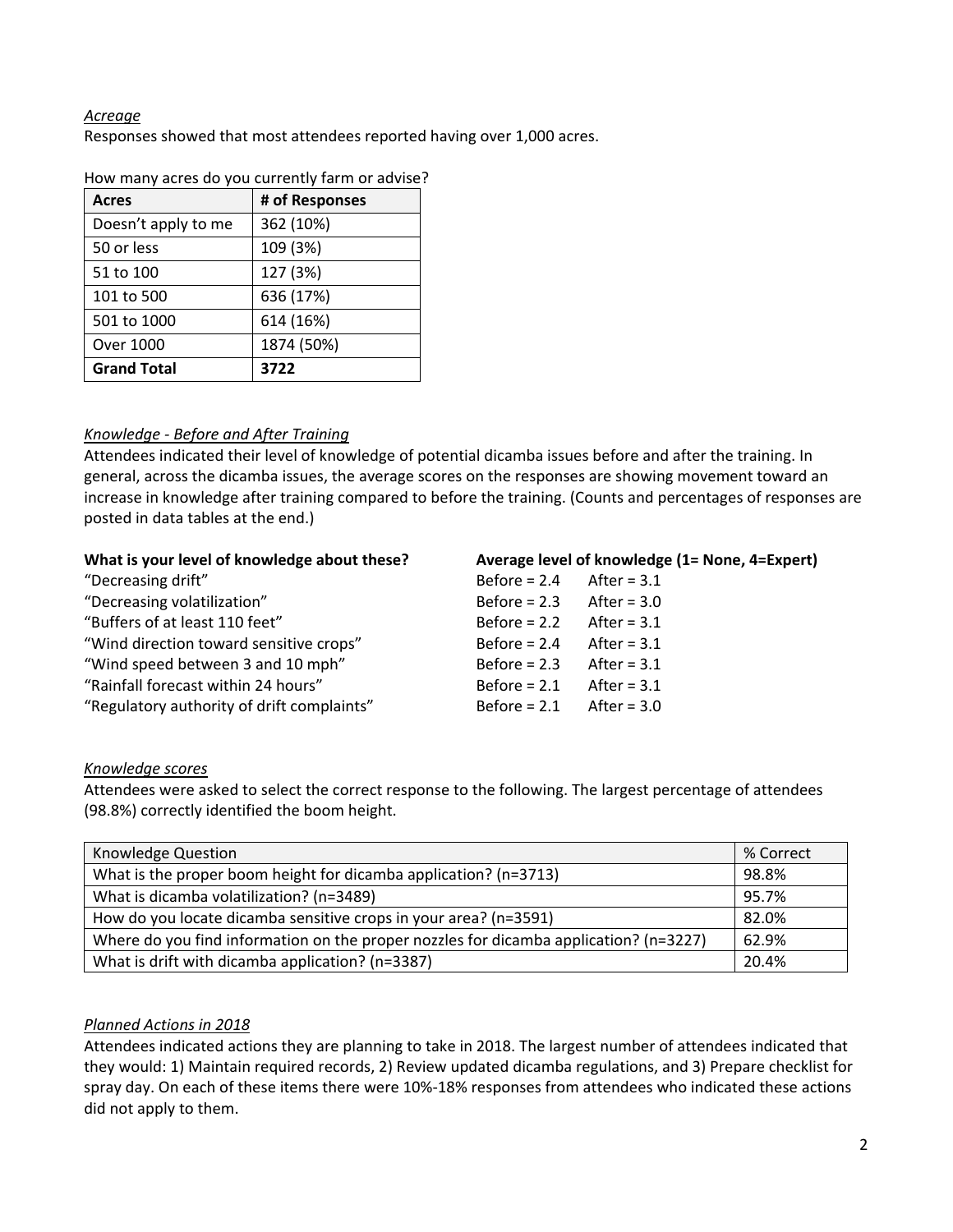*Acreage*

Responses showed that most attendees reported having over 1,000 acres.

How many acres do you currently farm or advise?

| Acres | # of Responses |
|---|---|
| Doesn't apply to me | 362 (10%) |
| 50 or less | 109 (3%) |
| 51 to 100 | 127 (3%) |
| 101 to 500 | 636 (17%) |
| 501 to 1000 | 614 (16%) |
| Over 1000 | 1874 (50%) |
| **Grand Total** | **3722** |

*Knowledge - Before and After Training*

Attendees indicated their level of knowledge of potential dicamba issues before and after the training. In general, across the dicamba issues, the average scores on the responses are showing movement toward an increase in knowledge after training compared to before the training. (Counts and percentages of responses are posted in data tables at the end.)

| **What is your level of knowledge about these?** | **Average level of knowledge (1= None, 4=Expert)** | |
|---|---|---|
| "Decreasing drift" | Before = 2.4 | After = 3.1 |
| "Decreasing volatilization" | Before = 2.3 | After = 3.0 |
| "Buffers of at least 110 feet" | Before = 2.2 | After = 3.1 |
| "Wind direction toward sensitive crops" | Before = 2.4 | After = 3.1 |
| "Wind speed between 3 and 10 mph" | Before = 2.3 | After = 3.1 |
| "Rainfall forecast within 24 hours" | Before = 2.1 | After = 3.1 |
| "Regulatory authority of drift complaints" | Before = 2.1 | After = 3.0 |

*Knowledge scores*

Attendees were asked to select the correct response to the following. The largest percentage of attendees (98.8%) correctly identified the boom height.

| Knowledge Question | % Correct |
|---|---|
| What is the proper boom height for dicamba application? (n=3713) | 98.8% |
| What is dicamba volatilization? (n=3489) | 95.7% |
| How do you locate dicamba sensitive crops in your area? (n=3591) | 82.0% |
| Where do you find information on the proper nozzles for dicamba application? (n=3227) | 62.9% |
| What is drift with dicamba application? (n=3387) | 20.4% |

*Planned Actions in 2018*

Attendees indicated actions they are planning to take in 2018. The largest number of attendees indicated that they would: 1) Maintain required records, 2) Review updated dicamba regulations, and 3) Prepare checklist for spray day. On each of these items there were 10%-18% responses from attendees who indicated these actions did not apply to them.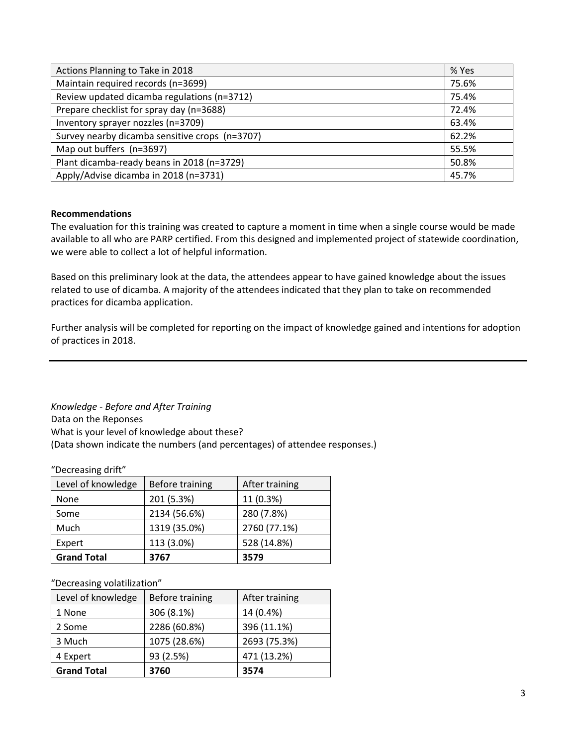| Actions Planning to Take in 2018 | % Yes |
|---|---|
| Maintain required records (n=3699) | 75.6% |
| Review updated dicamba regulations (n=3712) | 75.4% |
| Prepare checklist for spray day (n=3688) | 72.4% |
| Inventory sprayer nozzles (n=3709) | 63.4% |
| Survey nearby dicamba sensitive crops (n=3707) | 62.2% |
| Map out buffers (n=3697) | 55.5% |
| Plant dicamba-ready beans in 2018 (n=3729) | 50.8% |
| Apply/Advise dicamba in 2018 (n=3731) | 45.7% |

**Recommendations**

The evaluation for this training was created to capture a moment in time when a single course would be made available to all who are PARP certified. From this designed and implemented project of statewide coordination, we were able to collect a lot of helpful information.

Based on this preliminary look at the data, the attendees appear to have gained knowledge about the issues related to use of dicamba. A majority of the attendees indicated that they plan to take on recommended practices for dicamba application.

Further analysis will be completed for reporting on the impact of knowledge gained and intentions for adoption of practices in 2018.

---

*Knowledge - Before and After Training*

Data on the Reponses

What is your level of knowledge about these?

(Data shown indicate the numbers (and percentages) of attendee responses.)

"Decreasing drift"

| Level of knowledge | Before training | After training |
|---|---|---|
| None | 201 (5.3%) | 11 (0.3%) |
| Some | 2134 (56.6%) | 280 (7.8%) |
| Much | 1319 (35.0%) | 2760 (77.1%) |
| Expert | 113 (3.0%) | 528 (14.8%) |
| **Grand Total** | **3767** | **3579** |

"Decreasing volatilization"

| Level of knowledge | Before training | After training |
|---|---|---|
| 1 None | 306 (8.1%) | 14 (0.4%) |
| 2 Some | 2286 (60.8%) | 396 (11.1%) |
| 3 Much | 1075 (28.6%) | 2693 (75.3%) |
| 4 Expert | 93 (2.5%) | 471 (13.2%) |
| **Grand Total** | **3760** | **3574** |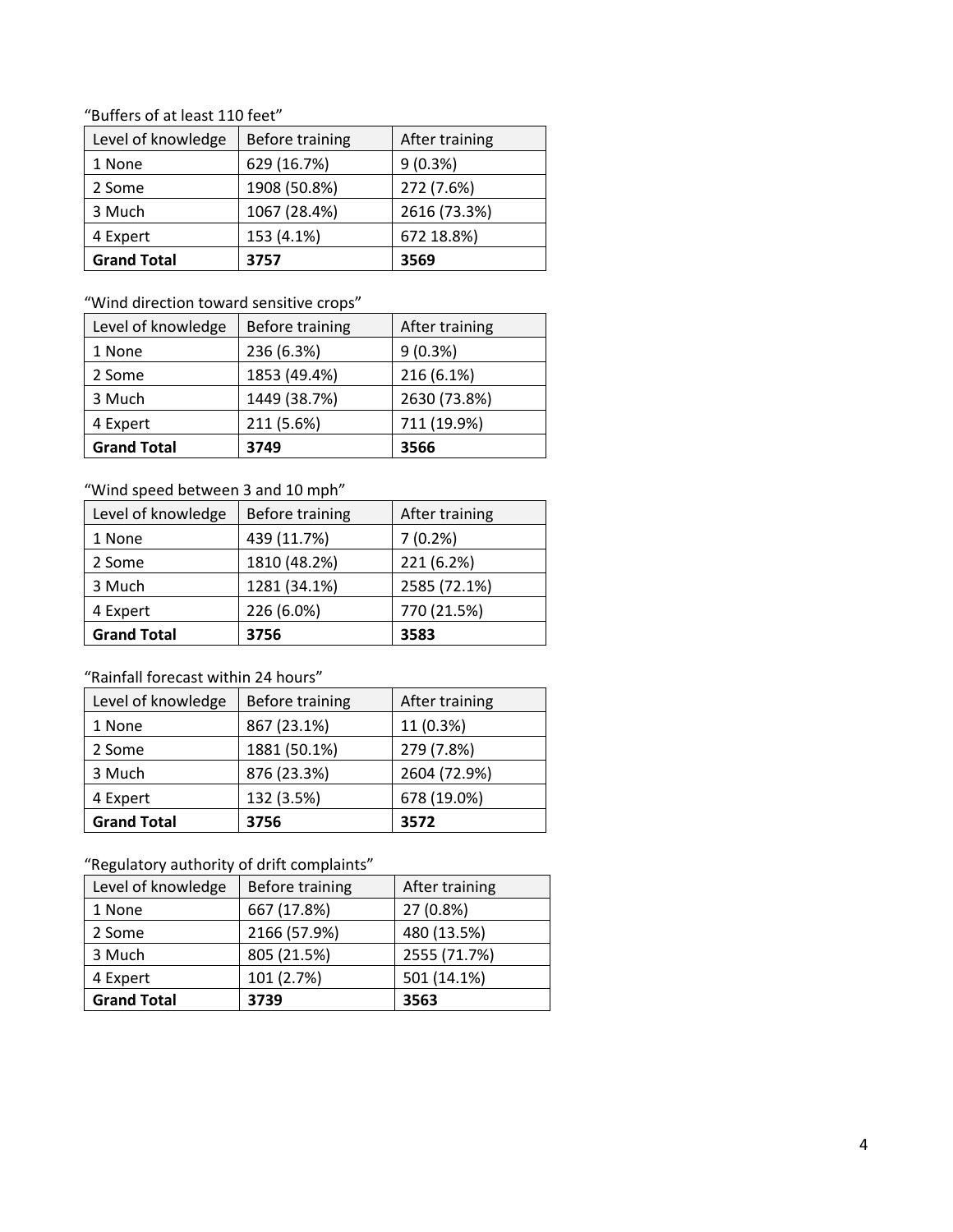"Buffers of at least 110 feet"

| Level of knowledge | Before training | After training |
|---|---|---|
| 1 None | 629 (16.7%) | 9 (0.3%) |
| 2 Some | 1908 (50.8%) | 272 (7.6%) |
| 3 Much | 1067 (28.4%) | 2616 (73.3%) |
| 4 Expert | 153 (4.1%) | 672 18.8%) |
| **Grand Total** | **3757** | **3569** |

"Wind direction toward sensitive crops"

| Level of knowledge | Before training | After training |
|---|---|---|
| 1 None | 236 (6.3%) | 9 (0.3%) |
| 2 Some | 1853 (49.4%) | 216 (6.1%) |
| 3 Much | 1449 (38.7%) | 2630 (73.8%) |
| 4 Expert | 211 (5.6%) | 711 (19.9%) |
| **Grand Total** | **3749** | **3566** |

"Wind speed between 3 and 10 mph"

| Level of knowledge | Before training | After training |
|---|---|---|
| 1 None | 439 (11.7%) | 7 (0.2%) |
| 2 Some | 1810 (48.2%) | 221 (6.2%) |
| 3 Much | 1281 (34.1%) | 2585 (72.1%) |
| 4 Expert | 226 (6.0%) | 770 (21.5%) |
| **Grand Total** | **3756** | **3583** |

"Rainfall forecast within 24 hours"

| Level of knowledge | Before training | After training |
|---|---|---|
| 1 None | 867 (23.1%) | 11 (0.3%) |
| 2 Some | 1881 (50.1%) | 279 (7.8%) |
| 3 Much | 876 (23.3%) | 2604 (72.9%) |
| 4 Expert | 132 (3.5%) | 678 (19.0%) |
| **Grand Total** | **3756** | **3572** |

"Regulatory authority of drift complaints"

| Level of knowledge | Before training | After training |
|---|---|---|
| 1 None | 667 (17.8%) | 27 (0.8%) |
| 2 Some | 2166 (57.9%) | 480 (13.5%) |
| 3 Much | 805 (21.5%) | 2555 (71.7%) |
| 4 Expert | 101 (2.7%) | 501 (14.1%) |
| **Grand Total** | **3739** | **3563** |